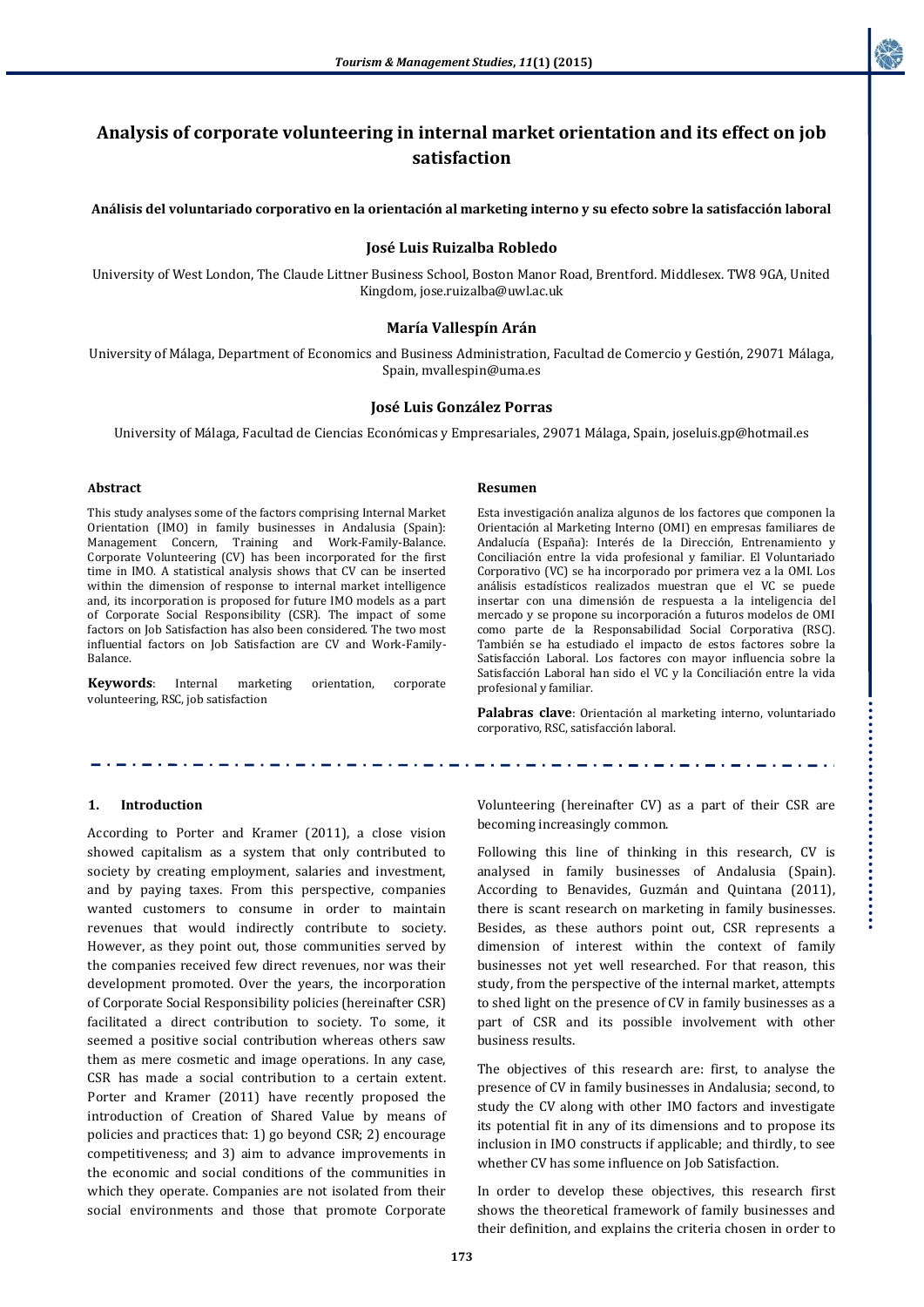# Analysis of corporate volunteering in internal market orientation and its effect on job satisfaction

**Análisis del voluntariado corporativo en la orientación al marketing interno y su efecto sobre la satisfacción laboral**

### José Luis Ruizalba Robledo

University of West London, The Claude Littner Business School, Boston Manor Road, Brentford. Middlesex. TW8 9GA, United Kingdom, jose.ruizalba@uwl.ac.uk

### María Vallespín Arán

University of Málaga, Department of Economics and Business Administration, Facultad de Comercio y Gestión, 29071 Málaga, Spain, mvallespin@uma.es

### José Luis González Porras

University of Málaga, Facultad de Ciencias Económicas y Empresariales, 29071 Málaga, Spain, joseluis.gp@hotmail.es

#### Abstract

This study analyses some of the factors comprising Internal Market Orientation (IMO) in family businesses in Andalusia (Spain): Management Concern, Training and Work-Family-Balance. Corporate Volunteering (CV) has been incorporated for the first time in IMO. A statistical analysis shows that CV can be inserted within the dimension of response to internal market intelligence and, its incorporation is proposed for future IMO models as a part of Corporate Social Responsibility (CSR). The impact of some factors on Job Satisfaction has also been considered. The two most influential factors on Job Satisfaction are CV and Work-Family-Balance.

**Keywords**: Internal marketing orientation, corporate volunteering, RSC, job satisfaction

#### Resumen

Esta investigación analiza algunos de los factores que componen la Orientación al Marketing Interno (OMI) en empresas familiares de Andalucía (España): Interés de la Dirección, Entrenamiento y Conciliación entre la vida profesional y familiar. El Voluntariado Corporativo (VC) se ha incorporado por primera vez a la OMI. Los análisis estadísticos realizados muestran que el VC se puede insertar con una dimensión de respuesta a la inteligencia del mercado y se propone su incorporación a futuros modelos de OMI como parte de la Responsabilidad Social Corporativa (RSC). También se ha estudiado el impacto de estos factores sobre la Satisfacción Laboral. Los factores con mayor influencia sobre la Satisfacción Laboral han sido el VC y la Conciliación entre la vida profesional y familiar.

**Palabras clave**: Orientación al marketing interno, voluntariado corporativo, RSC, satisfacción laboral.

## 1. Introduction

According to Porter and Kramer (2011), a close vision showed capitalism as a system that only contributed to society by creating employment, salaries and investment, and by paying taxes. From this perspective, companies wanted customers to consume in order to maintain revenues that would indirectly contribute to society. However, as they point out, those communities served by the companies received few direct revenues, nor was their development promoted. Over the years, the incorporation of Corporate Social Responsibility policies (hereinafter CSR) facilitated a direct contribution to society. To some, it seemed a positive social contribution whereas others saw them as mere cosmetic and image operations. In any case, CSR has made a social contribution to a certain extent. Porter and Kramer (2011) have recently proposed the introduction of Creation of Shared Value by means of policies and practices that: 1) go beyond CSR; 2) encourage competitiveness; and 3) aim to advance improvements in the economic and social conditions of the communities in which they operate. Companies are not isolated from their social environments and those that promote Corporate Volunteering (hereinafter CV) as a part of their CSR are becoming increasingly common.

Following this line of thinking in this research, CV is analysed in family businesses of Andalusia (Spain). According to Benavides, Guzmán and Quintana (2011), there is scant research on marketing in family businesses. Besides, as these authors point out, CSR represents a dimension of interest within the context of family businesses not yet well researched. For that reason, this study, from the perspective of the internal market, attempts to shed light on the presence of CV in family businesses as a part of CSR and its possible involvement with other business results.

The objectives of this research are: first, to analyse the presence of CV in family businesses in Andalusia; second, to study the CV along with other IMO factors and investigate its potential fit in any of its dimensions and to propose its inclusion in IMO constructs if applicable; and thirdly, to see whether CV has some influence on Job Satisfaction.

In order to develop these objectives, this research first shows the theoretical framework of family businesses and their definition, and explains the criteria chosen in order to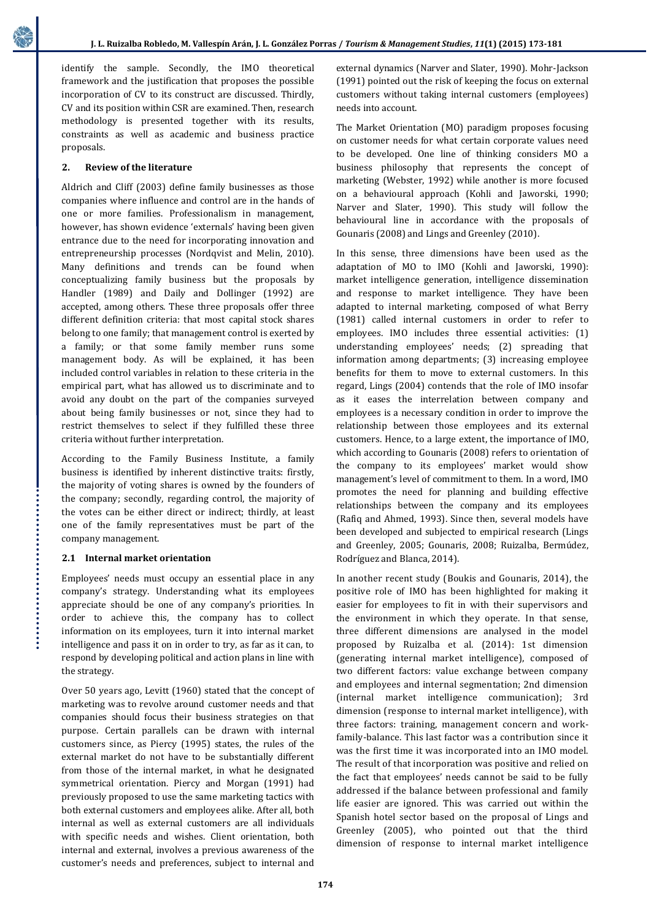identify the sample. Secondly, the IMO theoretical framework and the justification that proposes the possible incorporation of CV to its construct are discussed. Thirdly, CV and its position within CSR are examined. Then, research methodology is presented together with its results, constraints as well as academic and business practice proposals.

## 2. Review of the literature

Aldrich and Cliff (2003) define family businesses as those companies where influence and control are in the hands of one or more families. Professionalism in management, however, has shown evidence 'externals' having been given entrance due to the need for incorporating innovation and entrepreneurship processes (Nordqvist and Melin, 2010). Many definitions and trends can be found when conceptualizing family business but the proposals by Handler (1989) and Daily and Dollinger (1992) are accepted, among others. These three proposals offer three different definition criteria: that most capital stock shares belong to one family; that management control is exerted by a family; or that some family member runs some management body. As will be explained, it has been included control variables in relation to these criteria in the empirical part, what has allowed us to discriminate and to avoid any doubt on the part of the companies surveyed about being family businesses or not, since they had to restrict themselves to select if they fulfilled these three criteria without further interpretation.

According to the Family Business Institute, a family business is identified by inherent distinctive traits: firstly, the majority of voting shares is owned by the founders of the company; secondly, regarding control, the majority of the votes can be either direct or indirect; thirdly, at least one of the family representatives must be part of the company management.

### 2.1 Internal market orientation

Employees' needs must occupy an essential place in any company's strategy. Understanding what its employees appreciate should be one of any company's priorities. In order to achieve this, the company has to collect information on its employees, turn it into internal market intelligence and pass it on in order to try, as far as it can, to respond by developing political and action plans in line with the strategy.

Over 50 years ago, Levitt (1960) stated that the concept of marketing was to revolve around customer needs and that companies should focus their business strategies on that purpose. Certain parallels can be drawn with internal customers since, as Piercy (1995) states, the rules of the external market do not have to be substantially different from those of the internal market, in what he designated symmetrical orientation. Piercy and Morgan (1991) had previously proposed to use the same marketing tactics with both external customers and employees alike. After all, both internal as well as external customers are all individuals with specific needs and wishes. Client orientation, both internal and external, involves a previous awareness of the customer's needs and preferences, subject to internal and external dynamics (Narver and Slater, 1990). Mohr-Jackson (1991) pointed out the risk of keeping the focus on external customers without taking internal customers (employees) needs into account.

The Market Orientation (MO) paradigm proposes focusing on customer needs for what certain corporate values need to be developed. One line of thinking considers MO a business philosophy that represents the concept of marketing (Webster, 1992) while another is more focused on a behavioural approach (Kohli and Jaworski, 1990; Narver and Slater, 1990). This study will follow the behavioural line in accordance with the proposals of Gounaris (2008) and Lings and Greenley (2010).

In this sense, three dimensions have been used as the adaptation of MO to IMO (Kohli and Jaworski, 1990): market intelligence generation, intelligence dissemination and response to market intelligence. They have been adapted to internal marketing, composed of what Berry (1981) called internal customers in order to refer to employees. IMO includes three essential activities: (1) understanding employees' needs; (2) spreading that information among departments; (3) increasing employee benefits for them to move to external customers. In this regard, Lings (2004) contends that the role of IMO insofar as it eases the interrelation between company and employees is a necessary condition in order to improve the relationship between those employees and its external customers. Hence, to a large extent, the importance of IMO, which according to Gounaris (2008) refers to orientation of the company to its employees' market would show management's level of commitment to them. In a word, IMO promotes the need for planning and building effective relationships between the company and its employees (Rafiq and Ahmed, 1993). Since then, several models have been developed and subjected to empirical research (Lings and Greenley, 2005; Gounaris, 2008; Ruizalba, Bermúdez, Rodríguez and Blanca, 2014).

In another recent study (Boukis and Gounaris, 2014), the positive role of IMO has been highlighted for making it easier for employees to fit in with their supervisors and the environment in which they operate. In that sense, three different dimensions are analysed in the model proposed by Ruizalba et al. (2014): 1st dimension (generating internal market intelligence), composed of two different factors: value exchange between company and employees and internal segmentation; 2nd dimension (internal market intelligence communication); 3rd dimension (response to internal market intelligence), with three factors: training, management concern and work-family-balance. This last factor was a contribution since it was the first time it was incorporated into an IMO model. The result of that incorporation was positive and relied on the fact that employees' needs cannot be said to be fully addressed if the balance between professional and family life easier are ignored. This was carried out within the Spanish hotel sector based on the proposal of Lings and Greenley (2005), who pointed out that the third dimension of response to internal market intelligence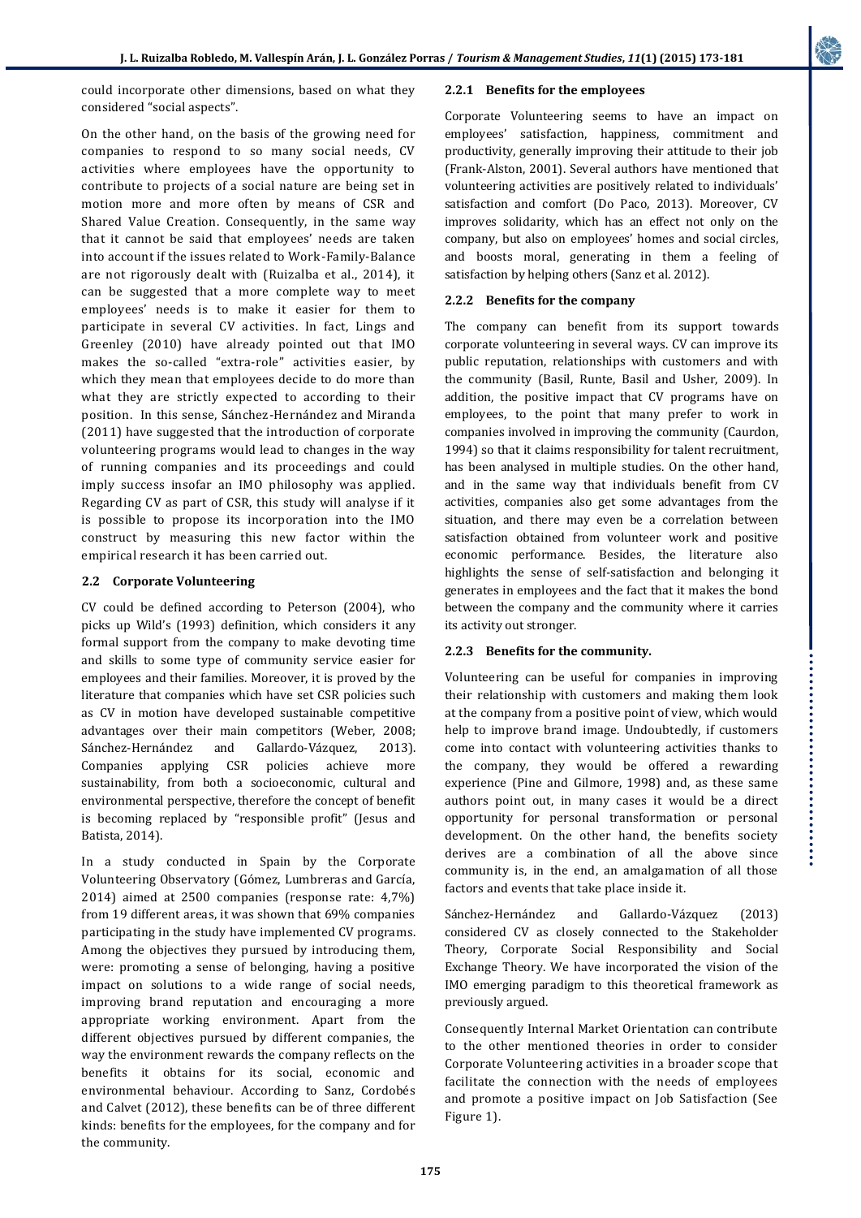could incorporate other dimensions, based on what they considered "social aspects".

On the other hand, on the basis of the growing need for companies to respond to so many social needs, CV activities where employees have the opportunity to contribute to projects of a social nature are being set in motion more and more often by means of CSR and Shared Value Creation. Consequently, in the same way that it cannot be said that employees' needs are taken into account if the issues related to Work-Family-Balance are not rigorously dealt with (Ruizalba et al., 2014), it can be suggested that a more complete way to meet employees' needs is to make it easier for them to participate in several CV activities. In fact, Lings and Greenley (2010) have already pointed out that IMO makes the so-called "extra-role" activities easier, by which they mean that employees decide to do more than what they are strictly expected to according to their position. In this sense, Sánchez-Hernández and Miranda (2011) have suggested that the introduction of corporate volunteering programs would lead to changes in the way of running companies and its proceedings and could imply success insofar an IMO philosophy was applied. Regarding CV as part of CSR, this study will analyse if it is possible to propose its incorporation into the IMO construct by measuring this new factor within the empirical research it has been carried out.

## 2.2 Corporate Volunteering

CV could be defined according to Peterson (2004), who picks up Wild's (1993) definition, which considers it any formal support from the company to make devoting time and skills to some type of community service easier for employees and their families. Moreover, it is proved by the literature that companies which have set CSR policies such as CV in motion have developed sustainable competitive advantages over their main competitors (Weber, 2008; Sánchez-Hernández and Gallardo-Vázquez, 2013). Companies applying CSR policies achieve more sustainability, from both a socioeconomic, cultural and environmental perspective, therefore the concept of benefit is becoming replaced by "responsible profit" (Jesus and Batista, 2014).

In a study conducted in Spain by the Corporate Volunteering Observatory (Gómez, Lumbreras and García, 2014) aimed at 2500 companies (response rate: 4,7%) from 19 different areas, it was shown that 69% companies participating in the study have implemented CV programs. Among the objectives they pursued by introducing them, were: promoting a sense of belonging, having a positive impact on solutions to a wide range of social needs, improving brand reputation and encouraging a more appropriate working environment. Apart from the different objectives pursued by different companies, the way the environment rewards the company reflects on the benefits it obtains for its social, economic and environmental behaviour. According to Sanz, Cordobés and Calvet (2012), these benefits can be of three different kinds: benefits for the employees, for the company and for the community.

### 2.2.1 Benefits for the employees

Corporate Volunteering seems to have an impact on employees' satisfaction, happiness, commitment and productivity, generally improving their attitude to their job (Frank-Alston, 2001). Several authors have mentioned that volunteering activities are positively related to individuals' satisfaction and comfort (Do Paco, 2013). Moreover, CV improves solidarity, which has an effect not only on the company, but also on employees' homes and social circles, and boosts moral, generating in them a feeling of satisfaction by helping others (Sanz et al. 2012).

### 2.2.2 Benefits for the company

The company can benefit from its support towards corporate volunteering in several ways. CV can improve its public reputation, relationships with customers and with the community (Basil, Runte, Basil and Usher, 2009). In addition, the positive impact that CV programs have on employees, to the point that many prefer to work in companies involved in improving the community (Caurdon, 1994) so that it claims responsibility for talent recruitment, has been analysed in multiple studies. On the other hand, and in the same way that individuals benefit from CV activities, companies also get some advantages from the situation, and there may even be a correlation between satisfaction obtained from volunteer work and positive economic performance. Besides, the literature also highlights the sense of self-satisfaction and belonging it generates in employees and the fact that it makes the bond between the company and the community where it carries its activity out stronger.

### 2.2.3 Benefits for the community.

Volunteering can be useful for companies in improving their relationship with customers and making them look at the company from a positive point of view, which would help to improve brand image. Undoubtedly, if customers come into contact with volunteering activities thanks to the company, they would be offered a rewarding experience (Pine and Gilmore, 1998) and, as these same authors point out, in many cases it would be a direct opportunity for personal transformation or personal development. On the other hand, the benefits society derives are a combination of all the above since community is, in the end, an amalgamation of all those factors and events that take place inside it.

Sánchez-Hernández and Gallardo-Vázquez (2013) considered CV as closely connected to the Stakeholder Theory, Corporate Social Responsibility and Social Exchange Theory. We have incorporated the vision of the IMO emerging paradigm to this theoretical framework as previously argued.

Consequently Internal Market Orientation can contribute to the other mentioned theories in order to consider Corporate Volunteering activities in a broader scope that facilitate the connection with the needs of employees and promote a positive impact on Job Satisfaction (See Figure 1).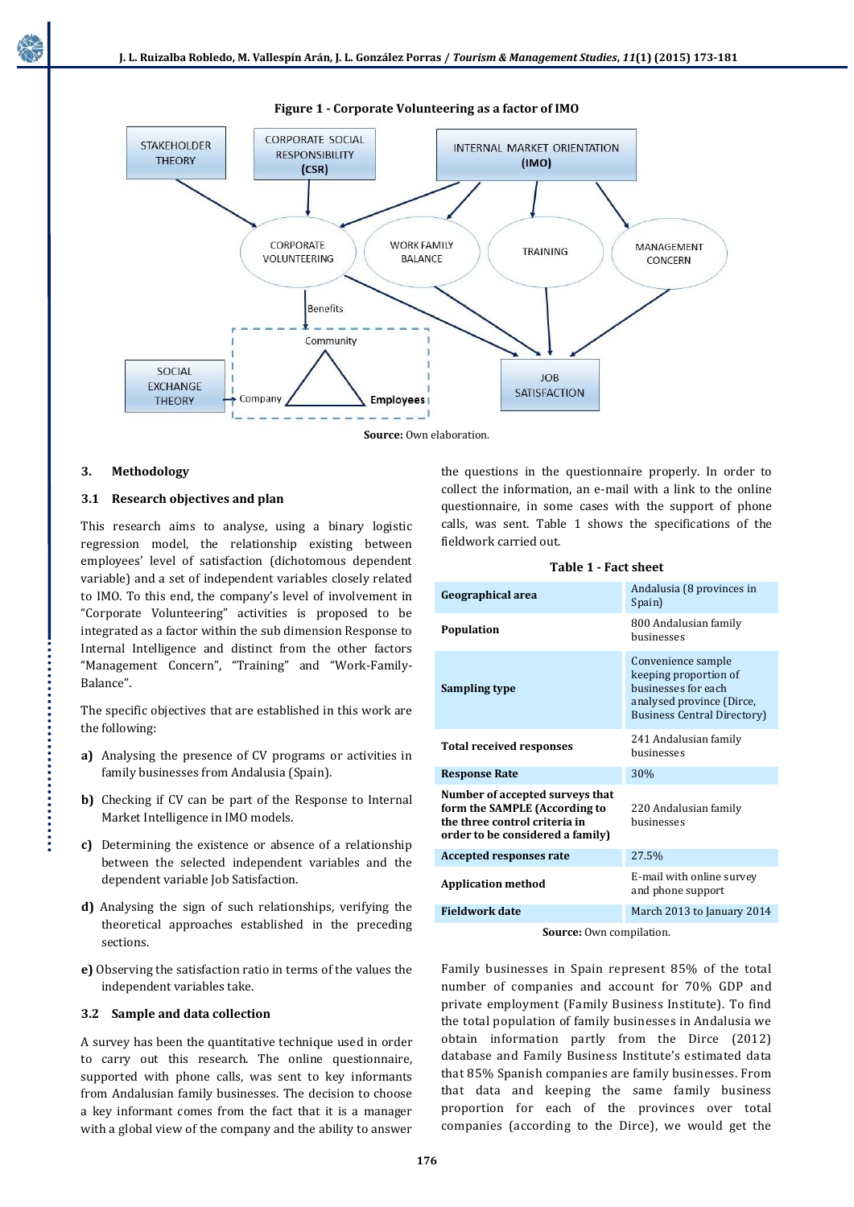**Figure 1 - Corporate Volunteering as a factor of IMO**

**Source:** Own elaboration.

## 3. Methodology

### 3.1 Research objectives and plan

This research aims to analyse, using a binary logistic regression model, the relationship existing between employees' level of satisfaction (dichotomous dependent variable) and a set of independent variables closely related to IMO. To this end, the company's level of involvement in "Corporate Volunteering" activities is proposed to be integrated as a factor within the sub dimension Response to Internal Intelligence and distinct from the other factors "Management Concern", "Training" and "Work-Family-Balance".

The specific objectives that are established in this work are the following:

**a)** Analysing the presence of CV programs or activities in family businesses from Andalusia (Spain).

**b)** Checking if CV can be part of the Response to Internal Market Intelligence in IMO models.

**c)** Determining the existence or absence of a relationship between the selected independent variables and the dependent variable Job Satisfaction.

**d)** Analysing the sign of such relationships, verifying the theoretical approaches established in the preceding sections.

**e)** Observing the satisfaction ratio in terms of the values the independent variables take.

### 3.2 Sample and data collection

A survey has been the quantitative technique used in order to carry out this research. The online questionnaire, supported with phone calls, was sent to key informants from Andalusian family businesses. The decision to choose a key informant comes from the fact that it is a manager with a global view of the company and the ability to answer the questions in the questionnaire properly. In order to collect the information, an e-mail with a link to the online questionnaire, in some cases with the support of phone calls, was sent. Table 1 shows the specifications of the fieldwork carried out.

**Table 1 - Fact sheet**

| | |
|---|---|
| **Geographical area** | Andalusia (8 provinces in Spain) |
| **Population** | 800 Andalusian family businesses |
| **Sampling type** | Convenience sample keeping proportion of businesses for each analysed province (Dirce, Business Central Directory) |
| **Total received responses** | 241 Andalusian family businesses |
| **Response Rate** | 30% |
| **Number of accepted surveys that form the SAMPLE (According to the three control criteria in order to be considered a family)** | 220 Andalusian family businesses |
| **Accepted responses rate** | 27.5% |
| **Application method** | E-mail with online survey and phone support |
| **Fieldwork date** | March 2013 to January 2014 |

**Source:** Own compilation.

Family businesses in Spain represent 85% of the total number of companies and account for 70% GDP and private employment (Family Business Institute). To find the total population of family businesses in Andalusia we obtain information partly from the Dirce (2012) database and Family Business Institute's estimated data that 85% Spanish companies are family businesses. From that data and keeping the same family business proportion for each of the provinces over total companies (according to the Dirce), we would get the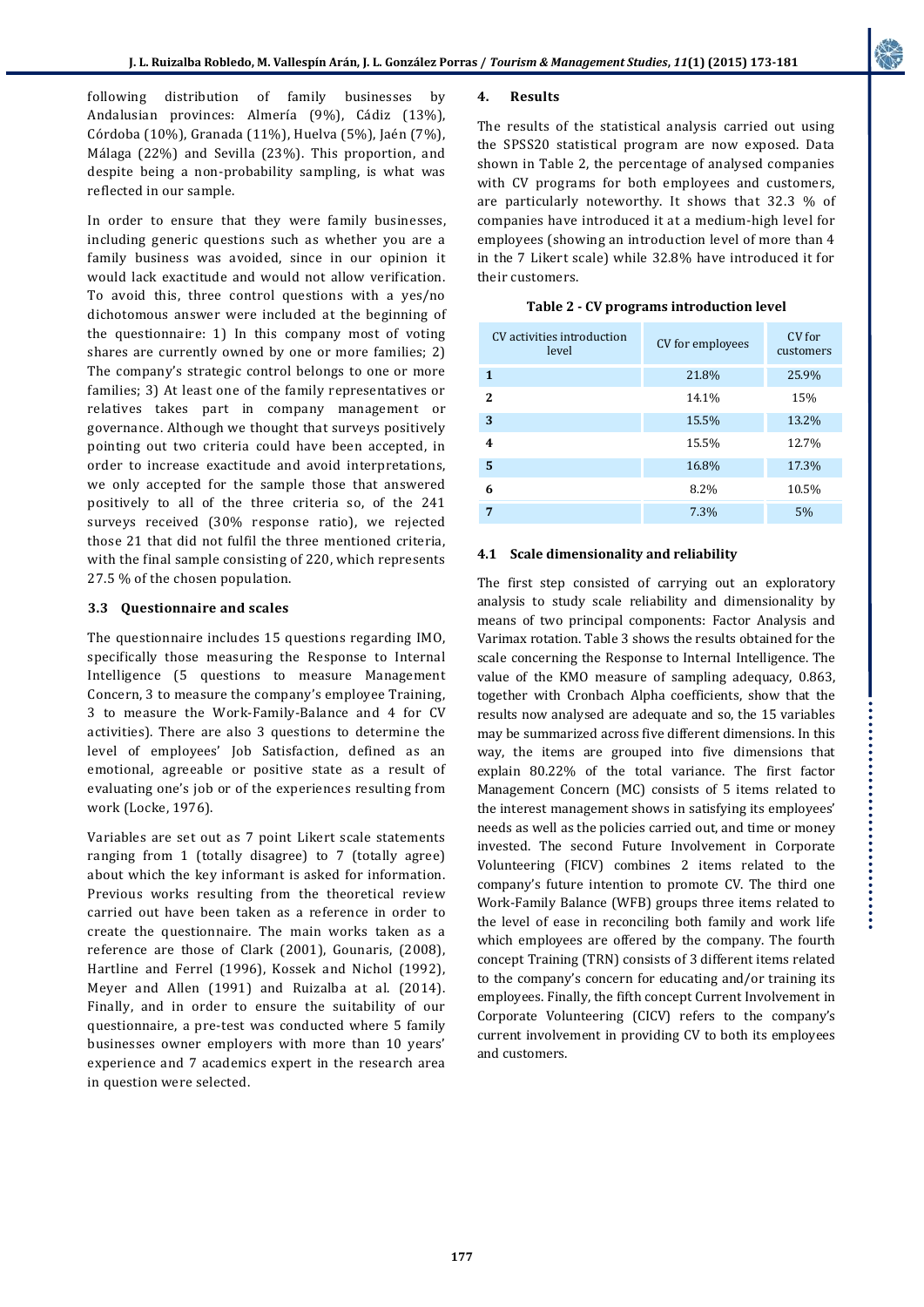following distribution of family businesses by Andalusian provinces: Almería (9%), Cádiz (13%), Córdoba (10%), Granada (11%), Huelva (5%), Jaén (7%), Málaga (22%) and Sevilla (23%). This proportion, and despite being a non-probability sampling, is what was reflected in our sample.

In order to ensure that they were family businesses, including generic questions such as whether you are a family business was avoided, since in our opinion it would lack exactitude and would not allow verification. To avoid this, three control questions with a yes/no dichotomous answer were included at the beginning of the questionnaire: 1) In this company most of voting shares are currently owned by one or more families; 2) The company's strategic control belongs to one or more families; 3) At least one of the family representatives or relatives takes part in company management or governance. Although we thought that surveys positively pointing out two criteria could have been accepted, in order to increase exactitude and avoid interpretations, we only accepted for the sample those that answered positively to all of the three criteria so, of the 241 surveys received (30% response ratio), we rejected those 21 that did not fulfil the three mentioned criteria, with the final sample consisting of 220, which represents 27.5 % of the chosen population.

### 3.3 Questionnaire and scales

The questionnaire includes 15 questions regarding IMO, specifically those measuring the Response to Internal Intelligence (5 questions to measure Management Concern, 3 to measure the company's employee Training, 3 to measure the Work-Family-Balance and 4 for CV activities). There are also 3 questions to determine the level of employees' Job Satisfaction, defined as an emotional, agreeable or positive state as a result of evaluating one's job or of the experiences resulting from work (Locke, 1976).

Variables are set out as 7 point Likert scale statements ranging from 1 (totally disagree) to 7 (totally agree) about which the key informant is asked for information. Previous works resulting from the theoretical review carried out have been taken as a reference in order to create the questionnaire. The main works taken as a reference are those of Clark (2001), Gounaris, (2008), Hartline and Ferrel (1996), Kossek and Nichol (1992), Meyer and Allen (1991) and Ruizalba at al. (2014). Finally, and in order to ensure the suitability of our questionnaire, a pre-test was conducted where 5 family businesses owner employers with more than 10 years' experience and 7 academics expert in the research area in question were selected.

## 4. Results

The results of the statistical analysis carried out using the SPSS20 statistical program are now exposed. Data shown in Table 2, the percentage of analysed companies with CV programs for both employees and customers, are particularly noteworthy. It shows that 32.3 % of companies have introduced it at a medium-high level for employees (showing an introduction level of more than 4 in the 7 Likert scale) while 32.8% have introduced it for their customers.

**Table 2 - CV programs introduction level**

| CV activities introduction level | CV for employees | CV for customers |
|---|---|---|
| **1** | 21.8% | 25.9% |
| **2** | 14.1% | 15% |
| **3** | 15.5% | 13.2% |
| **4** | 15.5% | 12.7% |
| **5** | 16.8% | 17.3% |
| **6** | 8.2% | 10.5% |
| **7** | 7.3% | 5% |

### 4.1 Scale dimensionality and reliability

The first step consisted of carrying out an exploratory analysis to study scale reliability and dimensionality by means of two principal components: Factor Analysis and Varimax rotation. Table 3 shows the results obtained for the scale concerning the Response to Internal Intelligence. The value of the KMO measure of sampling adequacy, 0.863, together with Cronbach Alpha coefficients, show that the results now analysed are adequate and so, the 15 variables may be summarized across five different dimensions. In this way, the items are grouped into five dimensions that explain 80.22% of the total variance. The first factor Management Concern (MC) consists of 5 items related to the interest management shows in satisfying its employees' needs as well as the policies carried out, and time or money invested. The second Future Involvement in Corporate Volunteering (FICV) combines 2 items related to the company's future intention to promote CV. The third one Work-Family Balance (WFB) groups three items related to the level of ease in reconciling both family and work life which employees are offered by the company. The fourth concept Training (TRN) consists of 3 different items related to the company's concern for educating and/or training its employees. Finally, the fifth concept Current Involvement in Corporate Volunteering (CICV) refers to the company's current involvement in providing CV to both its employees and customers.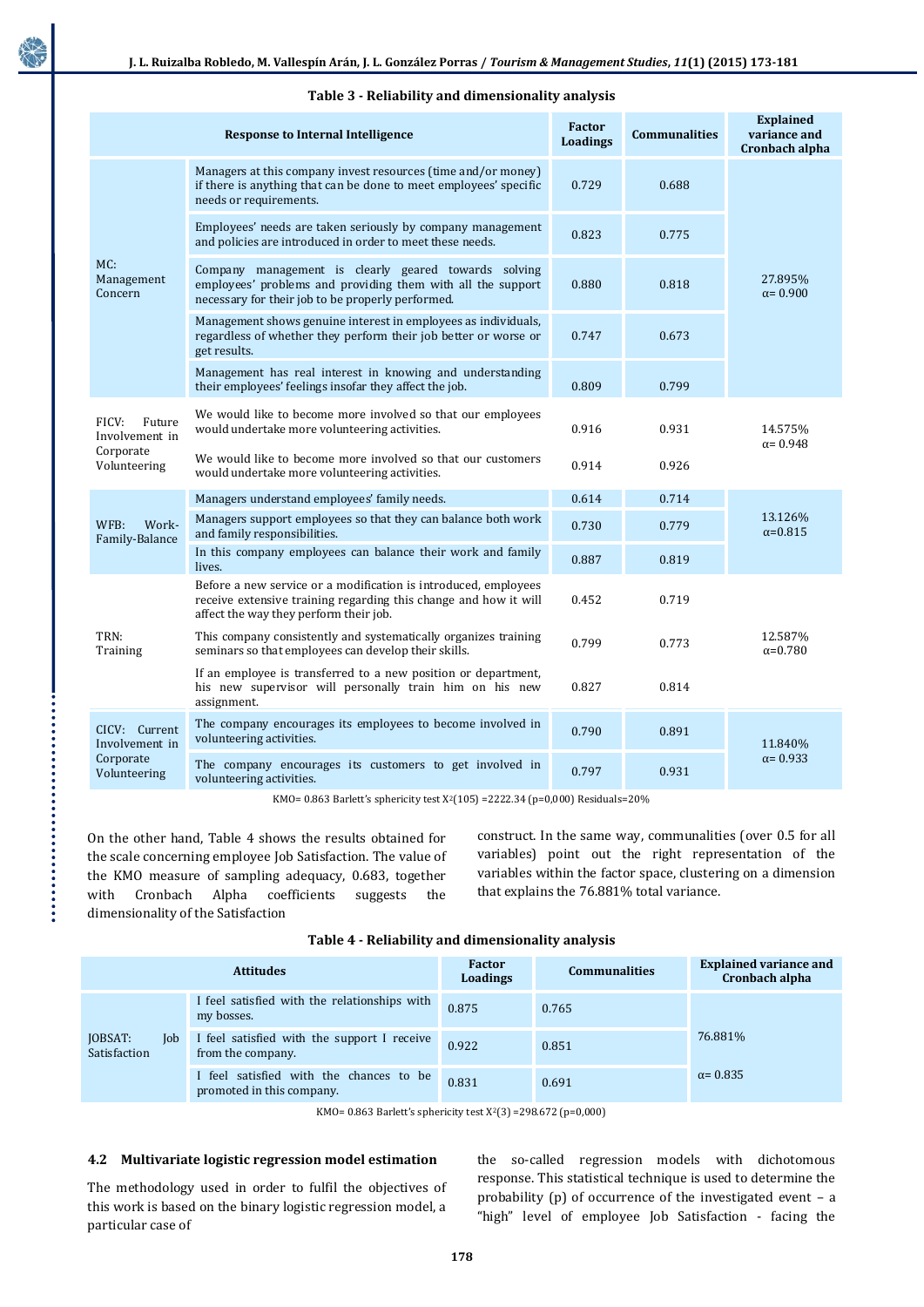**Table 3 - Reliability and dimensionality analysis**

| Response to Internal Intelligence | | Factor Loadings | Communalities | Explained variance and Cronbach alpha |
|---|---|---|---|---|
| MC: Management Concern | Managers at this company invest resources (time and/or money) if there is anything that can be done to meet employees' specific needs or requirements. | 0.729 | 0.688 | 27.895% α= 0.900 |
| | Employees' needs are taken seriously by company management and policies are introduced in order to meet these needs. | 0.823 | 0.775 | |
| | Company management is clearly geared towards solving employees' problems and providing them with all the support necessary for their job to be properly performed. | 0.880 | 0.818 | |
| | Management shows genuine interest in employees as individuals, regardless of whether they perform their job better or worse or get results. | 0.747 | 0.673 | |
| | Management has real interest in knowing and understanding their employees' feelings insofar they affect the job. | 0.809 | 0.799 | |
| FICV: Future Involvement in Corporate Volunteering | We would like to become more involved so that our employees would undertake more volunteering activities. | 0.916 | 0.931 | 14.575% α= 0.948 |
| | We would like to become more involved so that our customers would undertake more volunteering activities. | 0.914 | 0.926 | |
| WFB: Work-Family-Balance | Managers understand employees' family needs. | 0.614 | 0.714 | 13.126% α=0.815 |
| | Managers support employees so that they can balance both work and family responsibilities. | 0.730 | 0.779 | |
| | In this company employees can balance their work and family lives. | 0.887 | 0.819 | |
| TRN: Training | Before a new service or a modification is introduced, employees receive extensive training regarding this change and how it will affect the way they perform their job. | 0.452 | 0.719 | 12.587% α=0.780 |
| | This company consistently and systematically organizes training seminars so that employees can develop their skills. | 0.799 | 0.773 | |
| | If an employee is transferred to a new position or department, his new supervisor will personally train him on his new assignment. | 0.827 | 0.814 | |
| CICV: Current Involvement in Corporate Volunteering | The company encourages its employees to become involved in volunteering activities. | 0.790 | 0.891 | 11.840% α= 0.933 |
| | The company encourages its customers to get involved in volunteering activities. | 0.797 | 0.931 | |

KMO= 0.863 Barlett's sphericity test $X^2(105)$ =2222.34 (p=0,000) Residuals=20%

On the other hand, Table 4 shows the results obtained for the scale concerning employee Job Satisfaction. The value of the KMO measure of sampling adequacy, 0.683, together with Cronbach Alpha coefficients suggests the dimensionality of the Satisfaction construct. In the same way, communalities (over 0.5 for all variables) point out the right representation of the variables within the factor space, clustering on a dimension that explains the 76.881% total variance.

**Table 4 - Reliability and dimensionality analysis**

| Attitudes | | Factor Loadings | Communalities | Explained variance and Cronbach alpha |
|---|---|---|---|---|
| JOBSAT: Job Satisfaction | I feel satisfied with the relationships with my bosses. | 0.875 | 0.765 | 76.881% |
| | I feel satisfied with the support I receive from the company. | 0.922 | 0.851 | |
| | I feel satisfied with the chances to be promoted in this company. | 0.831 | 0.691 | α= 0.835 |

KMO= 0.863 Barlett's sphericity test $X^2(3)$ =298.672 (p=0,000)

### 4.2 Multivariate logistic regression model estimation

The methodology used in order to fulfil the objectives of this work is based on the binary logistic regression model, a particular case of the so-called regression models with dichotomous response. This statistical technique is used to determine the probability (p) of occurrence of the investigated event – a "high" level of employee Job Satisfaction - facing the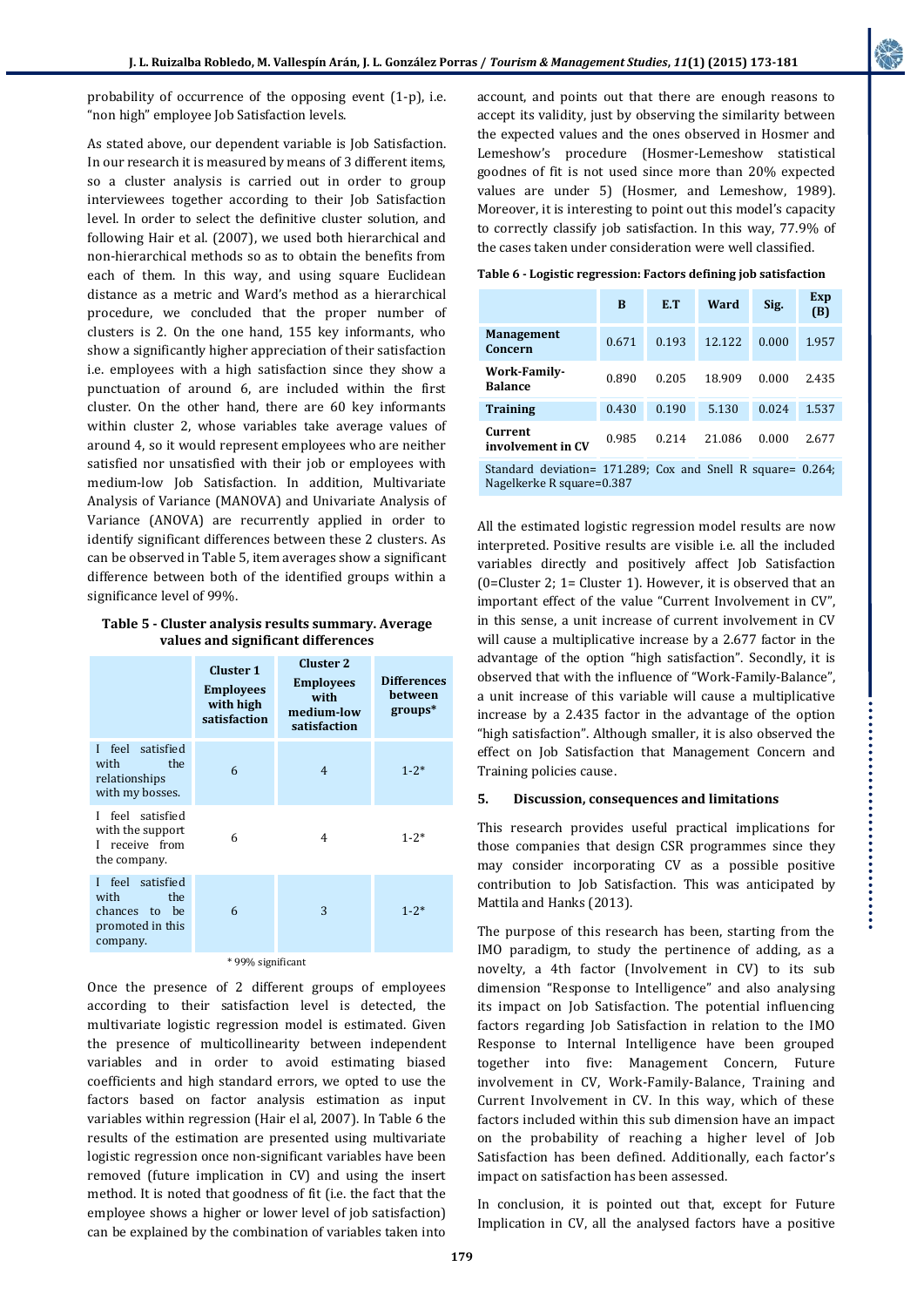probability of occurrence of the opposing event (1-p), i.e. "non high" employee Job Satisfaction levels.

As stated above, our dependent variable is Job Satisfaction. In our research it is measured by means of 3 different items, so a cluster analysis is carried out in order to group interviewees together according to their Job Satisfaction level. In order to select the definitive cluster solution, and following Hair et al. (2007), we used both hierarchical and non-hierarchical methods so as to obtain the benefits from each of them. In this way, and using square Euclidean distance as a metric and Ward's method as a hierarchical procedure, we concluded that the proper number of clusters is 2. On the one hand, 155 key informants, who show a significantly higher appreciation of their satisfaction i.e. employees with a high satisfaction since they show a punctuation of around 6, are included within the first cluster. On the other hand, there are 60 key informants within cluster 2, whose variables take average values of around 4, so it would represent employees who are neither satisfied nor unsatisfied with their job or employees with medium-low Job Satisfaction. In addition, Multivariate Analysis of Variance (MANOVA) and Univariate Analysis of Variance (ANOVA) are recurrently applied in order to identify significant differences between these 2 clusters. As can be observed in Table 5, item averages show a significant difference between both of the identified groups within a significance level of 99%.

**Table 5 - Cluster analysis results summary. Average values and significant differences**

| | Cluster 1 Employees with high satisfaction | Cluster 2 Employees with medium-low satisfaction | Differences between groups* |
|---|---|---|---|
| I feel satisfied with the relationships with my bosses. | 6 | 4 | 1-2* |
| I feel satisfied with the support I receive from the company. | 6 | 4 | 1-2* |
| I feel satisfied with the chances to be promoted in this company. | 6 | 3 | 1-2* |

\* 99% significant

Once the presence of 2 different groups of employees according to their satisfaction level is detected, the multivariate logistic regression model is estimated. Given the presence of multicollinearity between independent variables and in order to avoid estimating biased coefficients and high standard errors, we opted to use the factors based on factor analysis estimation as input variables within regression (Hair el al, 2007). In Table 6 the results of the estimation are presented using multivariate logistic regression once non-significant variables have been removed (future implication in CV) and using the insert method. It is noted that goodness of fit (i.e. the fact that the employee shows a higher or lower level of job satisfaction) can be explained by the combination of variables taken into account, and points out that there are enough reasons to accept its validity, just by observing the similarity between the expected values and the ones observed in Hosmer and Lemeshow's procedure (Hosmer-Lemeshow statistical goodnes of fit is not used since more than 20% expected values are under 5) (Hosmer, and Lemeshow, 1989). Moreover, it is interesting to point out this model's capacity to correctly classify job satisfaction. In this way, 77.9% of the cases taken under consideration were well classified.

**Table 6 - Logistic regression: Factors defining job satisfaction**

| | B | E.T | Ward | Sig. | Exp (B) |
|---|---|---|---|---|---|
| **Management Concern** | 0.671 | 0.193 | 12.122 | 0.000 | 1.957 |
| **Work-Family-Balance** | 0.890 | 0.205 | 18.909 | 0.000 | 2.435 |
| **Training** | 0.430 | 0.190 | 5.130 | 0.024 | 1.537 |
| **Current involvement in CV** | 0.985 | 0.214 | 21.086 | 0.000 | 2.677 |
| Standard deviation= 171.289; Cox and Snell R square= 0.264; Nagelkerke R square=0.387 | | | | | |

All the estimated logistic regression model results are now interpreted. Positive results are visible i.e. all the included variables directly and positively affect Job Satisfaction (0=Cluster 2; 1= Cluster 1). However, it is observed that an important effect of the value "Current Involvement in CV", in this sense, a unit increase of current involvement in CV will cause a multiplicative increase by a 2.677 factor in the advantage of the option "high satisfaction". Secondly, it is observed that with the influence of "Work-Family-Balance", a unit increase of this variable will cause a multiplicative increase by a 2.435 factor in the advantage of the option "high satisfaction". Although smaller, it is also observed the effect on Job Satisfaction that Management Concern and Training policies cause.

## 5. Discussion, consequences and limitations

This research provides useful practical implications for those companies that design CSR programmes since they may consider incorporating CV as a possible positive contribution to Job Satisfaction. This was anticipated by Mattila and Hanks (2013).

The purpose of this research has been, starting from the IMO paradigm, to study the pertinence of adding, as a novelty, a 4th factor (Involvement in CV) to its sub dimension "Response to Intelligence" and also analysing its impact on Job Satisfaction. The potential influencing factors regarding Job Satisfaction in relation to the IMO Response to Internal Intelligence have been grouped together into five: Management Concern, Future involvement in CV, Work-Family-Balance, Training and Current Involvement in CV. In this way, which of these factors included within this sub dimension have an impact on the probability of reaching a higher level of Job Satisfaction has been defined. Additionally, each factor's impact on satisfaction has been assessed.

In conclusion, it is pointed out that, except for Future Implication in CV, all the analysed factors have a positive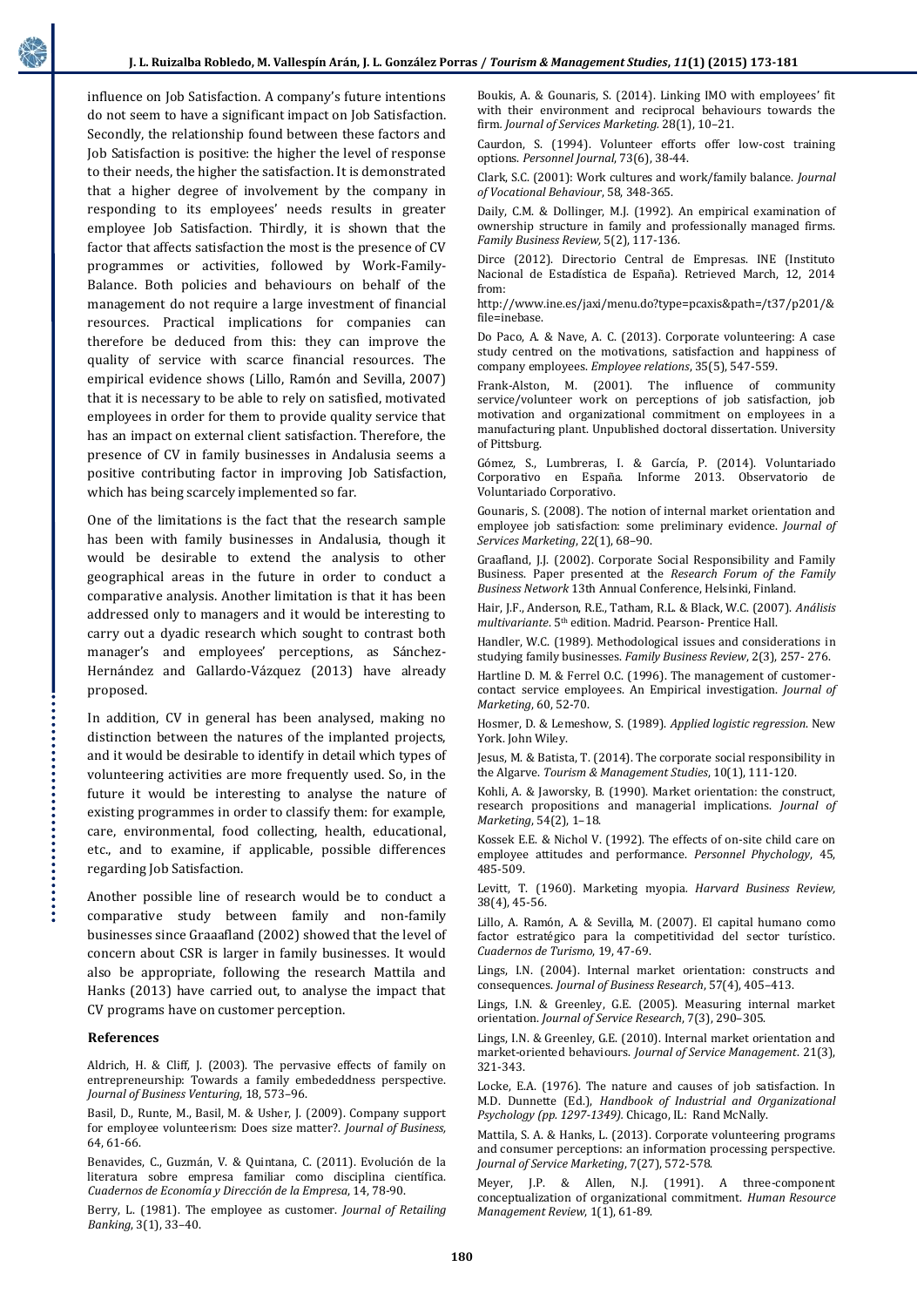influence on Job Satisfaction. A company's future intentions do not seem to have a significant impact on Job Satisfaction. Secondly, the relationship found between these factors and Job Satisfaction is positive: the higher the level of response to their needs, the higher the satisfaction. It is demonstrated that a higher degree of involvement by the company in responding to its employees' needs results in greater employee Job Satisfaction. Thirdly, it is shown that the factor that affects satisfaction the most is the presence of CV programmes or activities, followed by Work-Family-Balance. Both policies and behaviours on behalf of the management do not require a large investment of financial resources. Practical implications for companies can therefore be deduced from this: they can improve the quality of service with scarce financial resources. The empirical evidence shows (Lillo, Ramón and Sevilla, 2007) that it is necessary to be able to rely on satisfied, motivated employees in order for them to provide quality service that has an impact on external client satisfaction. Therefore, the presence of CV in family businesses in Andalusia seems a positive contributing factor in improving Job Satisfaction, which has being scarcely implemented so far.

One of the limitations is the fact that the research sample has been with family businesses in Andalusia, though it would be desirable to extend the analysis to other geographical areas in the future in order to conduct a comparative analysis. Another limitation is that it has been addressed only to managers and it would be interesting to carry out a dyadic research which sought to contrast both manager's and employees' perceptions, as Sánchez-Hernández and Gallardo-Vázquez (2013) have already proposed.

In addition, CV in general has been analysed, making no distinction between the natures of the implanted projects, and it would be desirable to identify in detail which types of volunteering activities are more frequently used. So, in the future it would be interesting to analyse the nature of existing programmes in order to classify them: for example, care, environmental, food collecting, health, educational, etc., and to examine, if applicable, possible differences regarding Job Satisfaction.

Another possible line of research would be to conduct a comparative study between family and non-family businesses since Graaafland (2002) showed that the level of concern about CSR is larger in family businesses. It would also be appropriate, following the research Mattila and Hanks (2013) have carried out, to analyse the impact that CV programs have on customer perception.

## References

Aldrich, H. & Cliff, J. (2003). The pervasive effects of family on entrepreneurship: Towards a family embededdness perspective. *Journal of Business Venturing*, 18, 573–96.

Basil, D., Runte, M., Basil, M. & Usher, J. (2009). Company support for employee volunteerism: Does size matter?. *Journal of Business*, 64, 61-66.

Benavides, C., Guzmán, V. & Quintana, C. (2011). Evolución de la literatura sobre empresa familiar como disciplina científica. *Cuadernos de Economía y Dirección de la Empresa*, 14, 78-90.

Berry, L. (1981). The employee as customer. *Journal of Retailing Banking*, 3(1), 33–40.

Boukis, A. & Gounaris, S. (2014). Linking IMO with employees' fit with their environment and reciprocal behaviours towards the firm. *Journal of Services Marketing*. 28(1), 10–21.

Caurdon, S. (1994). Volunteer efforts offer low-cost training options. *Personnel Journal*, 73(6), 38-44.

Clark, S.C. (2001): Work cultures and work/family balance. *Journal of Vocational Behaviour*, 58, 348-365.

Daily, C.M. & Dollinger, M.J. (1992). An empirical examination of ownership structure in family and professionally managed firms. *Family Business Review*, 5(2), 117-136.

Dirce (2012). Directorio Central de Empresas. INE (Instituto Nacional de Estadística de España). Retrieved March, 12, 2014 from: http://www.ine.es/jaxi/menu.do?type=pcaxis&path=/t37/p201/&file=inebase.

Do Paco, A. & Nave, A. C. (2013). Corporate volunteering: A case study centred on the motivations, satisfaction and happiness of company employees. *Employee relations*, 35(5), 547-559.

Frank-Alston, M. (2001). The influence of community service/volunteer work on perceptions of job satisfaction, job motivation and organizational commitment on employees in a manufacturing plant. Unpublished doctoral dissertation. University of Pittsburg.

Gómez, S., Lumbreras, I. & García, P. (2014). Voluntariado Corporativo en España. Informe 2013. Observatorio de Voluntariado Corporativo.

Gounaris, S. (2008). The notion of internal market orientation and employee job satisfaction: some preliminary evidence. *Journal of Services Marketing*, 22(1), 68–90.

Graafland, J.J. (2002). Corporate Social Responsibility and Family Business. Paper presented at the *Research Forum of the Family Business Network* 13th Annual Conference, Helsinki, Finland.

Hair, J.F., Anderson, R.E., Tatham, R.L. & Black, W.C. (2007). *Análisis multivariante*. 5th edition. Madrid. Pearson- Prentice Hall.

Handler, W.C. (1989). Methodological issues and considerations in studying family businesses. *Family Business Review*, 2(3), 257- 276.

Hartline D. M. & Ferrel O.C. (1996). The management of customer-contact service employees. An Empirical investigation. *Journal of Marketing*, 60, 52-70.

Hosmer, D. & Lemeshow, S. (1989). *Applied logistic regression*. New York. John Wiley.

Jesus, M. & Batista, T. (2014). The corporate social responsibility in the Algarve. *Tourism & Management Studies*, 10(1), 111-120.

Kohli, A. & Jaworsky, B. (1990). Market orientation: the construct, research propositions and managerial implications. *Journal of Marketing*, 54(2), 1–18.

Kossek E.E. & Nichol V. (1992). The effects of on-site child care on employee attitudes and performance. *Personnel Phychology*, 45, 485-509.

Levitt, T. (1960). Marketing myopia. *Harvard Business Review*, 38(4), 45-56.

Lillo, A. Ramón, A. & Sevilla, M. (2007). El capital humano como factor estratégico para la competitividad del sector turístico. *Cuadernos de Turismo*, 19, 47-69.

Lings, I.N. (2004). Internal market orientation: constructs and consequences. *Journal of Business Research*, 57(4), 405–413.

Lings, I.N. & Greenley, G.E. (2005). Measuring internal market orientation. *Journal of Service Research*, 7(3), 290–305.

Lings, I.N. & Greenley, G.E. (2010). Internal market orientation and market-oriented behaviours. *Journal of Service Management*. 21(3), 321-343.

Locke, E.A. (1976). The nature and causes of job satisfaction. In M.D. Dunnette (Ed.), *Handbook of Industrial and Organizational Psychology (pp. 1297-1349)*. Chicago, IL: Rand McNally.

Mattila, S. A. & Hanks, L. (2013). Corporate volunteering programs and consumer perceptions: an information processing perspective. *Journal of Service Marketing*, 7(27), 572-578.

Meyer, J.P. & Allen, N.J. (1991). A three-component conceptualization of organizational commitment. *Human Resource Management Review*, 1(1), 61-89.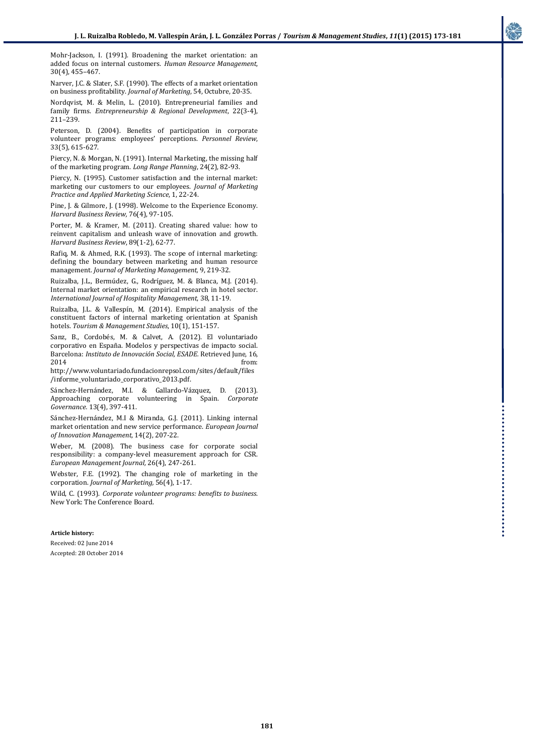Mohr-Jackson, I. (1991). Broadening the market orientation: an added focus on internal customers. *Human Resource Management*, 30(4), 455–467.

Narver, J.C. & Slater, S.F. (1990). The effects of a market orientation on business profitability. *Journal of Marketing*, 54, Octubre, 20-35.

Nordqvist, M. & Melin, L. (2010). Entrepreneurial families and family firms. *Entrepreneurship & Regional Development*, 22(3-4), 211–239.

Peterson, D. (2004). Benefits of participation in corporate volunteer programs: employees' perceptions. *Personnel Review*, 33(5), 615-627.

Piercy, N. & Morgan, N. (1991). Internal Marketing, the missing half of the marketing program. *Long Range Planning*, 24(2), 82-93.

Piercy, N. (1995). Customer satisfaction and the internal market: marketing our customers to our employees. *Journal of Marketing Practice and Applied Marketing Science*, 1, 22-24.

Pine, J. & Gilmore, J. (1998). Welcome to the Experience Economy. *Harvard Business Review,* 76(4), 97-105.

Porter, M. & Kramer, M. (2011). Creating shared value: how to reinvent capitalism and unleash wave of innovation and growth. *Harvard Business Review*, 89(1-2), 62-77.

Rafiq, M. & Ahmed, R.K. (1993). The scope of internal marketing: defining the boundary between marketing and human resource management. *Journal of Marketing Management,* 9, 219-32.

Ruizalba, J.L., Bermúdez, G., Rodríguez, M. & Blanca, M.J. (2014). Internal market orientation: an empirical research in hotel sector. *International Journal of Hospitality Management*, 38, 11-19.

Ruizalba, J.L. & Vallespín, M. (2014). Empirical analysis of the constituent factors of internal marketing orientation at Spanish hotels. *Tourism & Management Studies*, 10(1), 151-157.

Sanz, B., Cordobés, M. & Calvet, A. (2012). El voluntariado corporativo en España. Modelos y perspectivas de impacto social. Barcelona: *Instituto de Innovación Social, ESADE.* Retrieved June, 16, 2014 from: http://www.voluntariado.fundacionrepsol.com/sites/default/files/informe_voluntariado_corporativo_2013.pdf.

Sánchez-Hernández, M.I. & Gallardo-Vázquez, D. (2013). Approaching corporate volunteering in Spain. *Corporate Governance.* 13(4), 397-411.

Sánchez-Hernández, M.I & Miranda, G.J. (2011). Linking internal market orientation and new service performance. *European Journal of Innovation Management*, 14(2), 207-22.

Weber, M. (2008). The business case for corporate social responsibility: a company-level measurement approach for CSR. *European Management Journal,* 26(4), 247-261.

Webster, F.E. (1992). The changing role of marketing in the corporation. *Journal of Marketing,* 56(4), 1-17.

Wild, C. (1993). *Corporate volunteer programs: benefits to business.* New York: The Conference Board.

**Article history:**

Received: 02 June 2014

Accepted: 28 October 2014